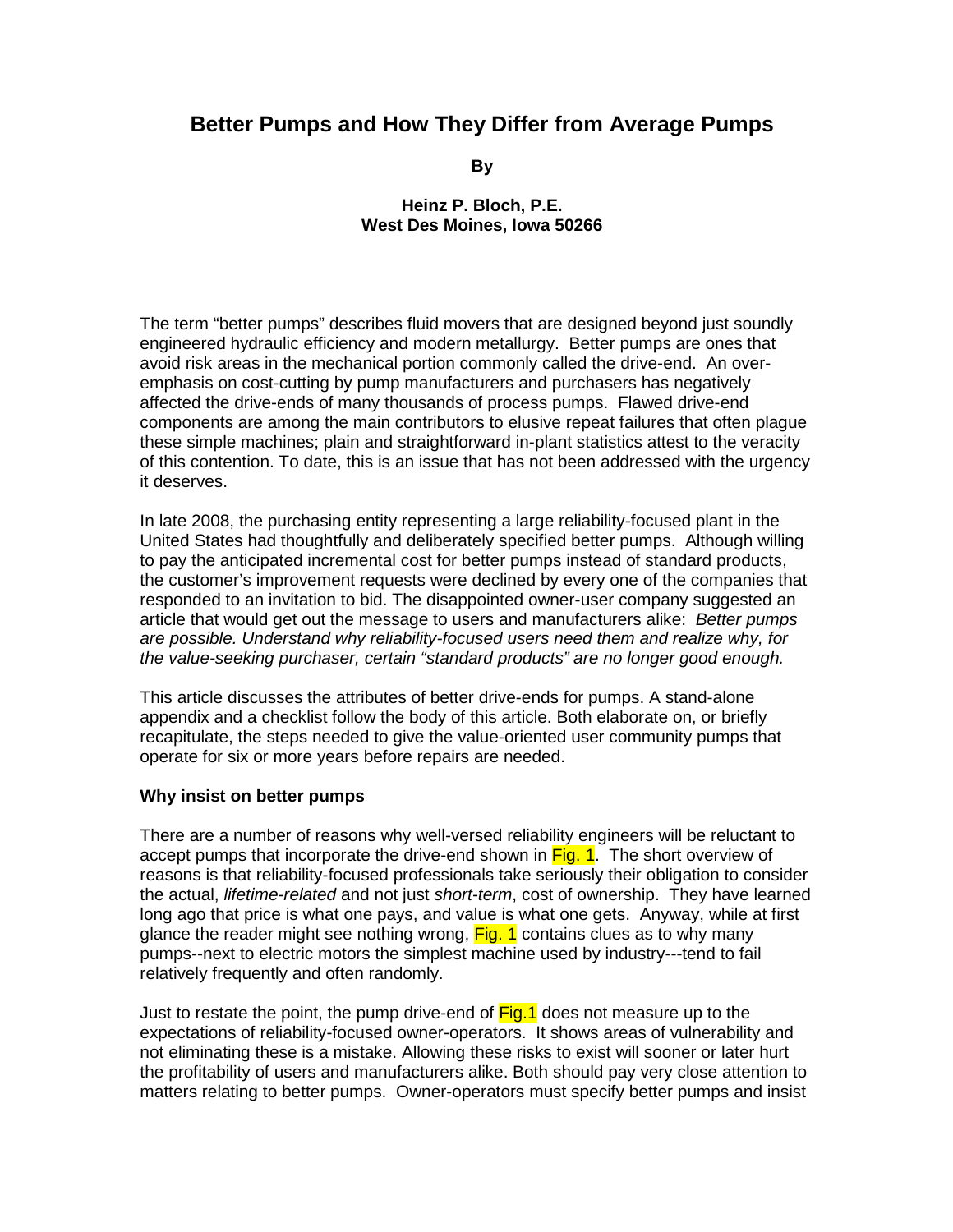# Better Pumps and How They Differ from Average Pumps

**By**

**Heinz P. Bloch, P.E.**
**West Des Moines, Iowa 50266**

The term "better pumps" describes fluid movers that are designed beyond just soundly engineered hydraulic efficiency and modern metallurgy. Better pumps are ones that avoid risk areas in the mechanical portion commonly called the drive-end. An over-emphasis on cost-cutting by pump manufacturers and purchasers has negatively affected the drive-ends of many thousands of process pumps. Flawed drive-end components are among the main contributors to elusive repeat failures that often plague these simple machines; plain and straightforward in-plant statistics attest to the veracity of this contention. To date, this is an issue that has not been addressed with the urgency it deserves.

In late 2008, the purchasing entity representing a large reliability-focused plant in the United States had thoughtfully and deliberately specified better pumps. Although willing to pay the anticipated incremental cost for better pumps instead of standard products, the customer's improvement requests were declined by every one of the companies that responded to an invitation to bid. The disappointed owner-user company suggested an article that would get out the message to users and manufacturers alike: *Better pumps are possible. Understand why reliability-focused users need them and realize why, for the value-seeking purchaser, certain "standard products" are no longer good enough.*

This article discusses the attributes of better drive-ends for pumps. A stand-alone appendix and a checklist follow the body of this article. Both elaborate on, or briefly recapitulate, the steps needed to give the value-oriented user community pumps that operate for six or more years before repairs are needed.

**Why insist on better pumps**

There are a number of reasons why well-versed reliability engineers will be reluctant to accept pumps that incorporate the drive-end shown in Fig. 1. The short overview of reasons is that reliability-focused professionals take seriously their obligation to consider the actual, *lifetime-related* and not just *short-term*, cost of ownership. They have learned long ago that price is what one pays, and value is what one gets. Anyway, while at first glance the reader might see nothing wrong, Fig. 1 contains clues as to why many pumps--next to electric motors the simplest machine used by industry---tend to fail relatively frequently and often randomly.

Just to restate the point, the pump drive-end of Fig.1 does not measure up to the expectations of reliability-focused owner-operators. It shows areas of vulnerability and not eliminating these is a mistake. Allowing these risks to exist will sooner or later hurt the profitability of users and manufacturers alike. Both should pay very close attention to matters relating to better pumps. Owner-operators must specify better pumps and insist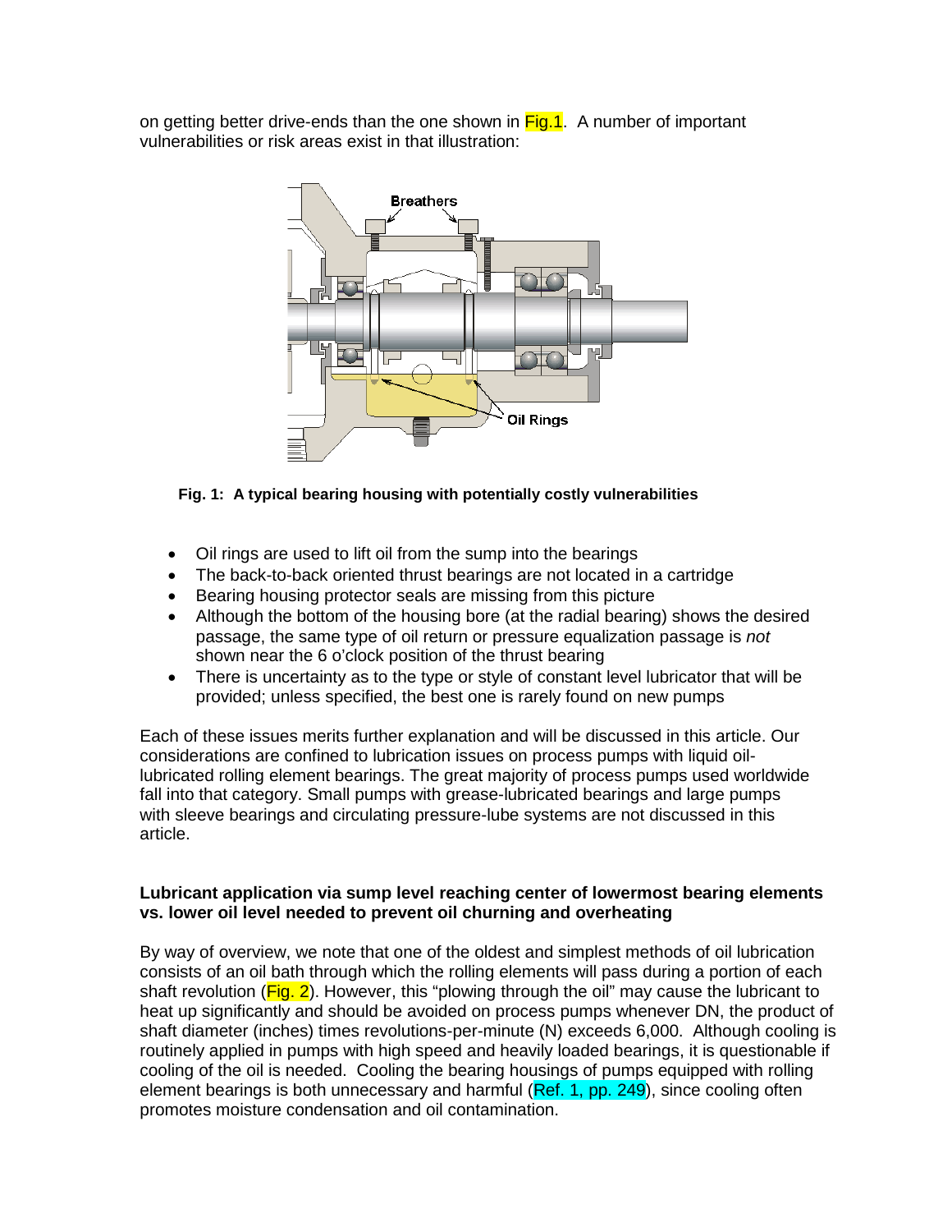on getting better drive-ends than the one shown in Fig.1. A number of important vulnerabilities or risk areas exist in that illustration:

**Fig. 1: A typical bearing housing with potentially costly vulnerabilities**

- Oil rings are used to lift oil from the sump into the bearings
- The back-to-back oriented thrust bearings are not located in a cartridge
- Bearing housing protector seals are missing from this picture
- Although the bottom of the housing bore (at the radial bearing) shows the desired passage, the same type of oil return or pressure equalization passage is *not* shown near the 6 o'clock position of the thrust bearing
- There is uncertainty as to the type or style of constant level lubricator that will be provided; unless specified, the best one is rarely found on new pumps

Each of these issues merits further explanation and will be discussed in this article. Our considerations are confined to lubrication issues on process pumps with liquid oil-lubricated rolling element bearings. The great majority of process pumps used worldwide fall into that category. Small pumps with grease-lubricated bearings and large pumps with sleeve bearings and circulating pressure-lube systems are not discussed in this article.

**Lubricant application via sump level reaching center of lowermost bearing elements vs. lower oil level needed to prevent oil churning and overheating**

By way of overview, we note that one of the oldest and simplest methods of oil lubrication consists of an oil bath through which the rolling elements will pass during a portion of each shaft revolution (Fig. 2). However, this "plowing through the oil" may cause the lubricant to heat up significantly and should be avoided on process pumps whenever DN, the product of shaft diameter (inches) times revolutions-per-minute (N) exceeds 6,000. Although cooling is routinely applied in pumps with high speed and heavily loaded bearings, it is questionable if cooling of the oil is needed. Cooling the bearing housings of pumps equipped with rolling element bearings is both unnecessary and harmful (Ref. 1, pp. 249), since cooling often promotes moisture condensation and oil contamination.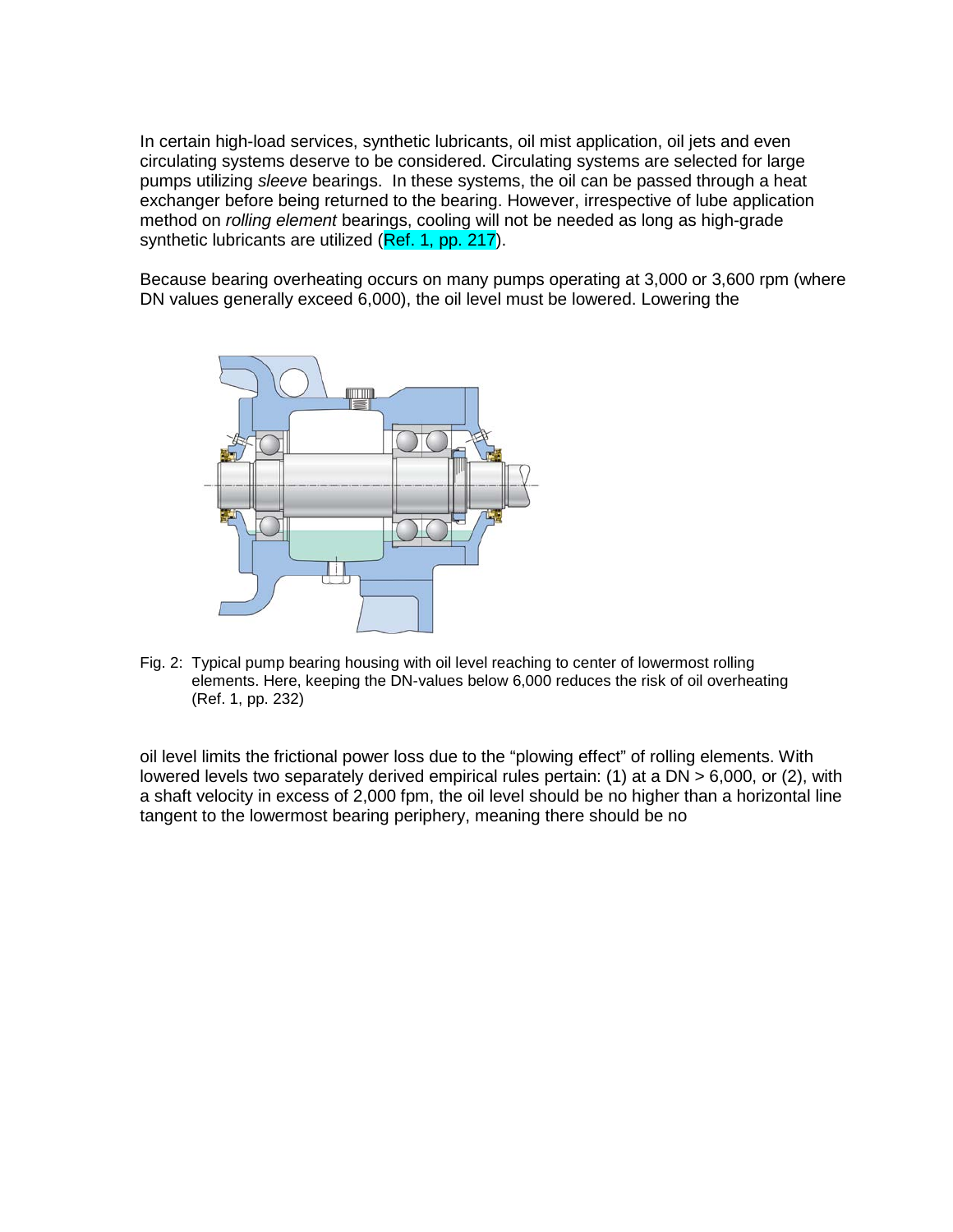In certain high-load services, synthetic lubricants, oil mist application, oil jets and even circulating systems deserve to be considered. Circulating systems are selected for large pumps utilizing *sleeve* bearings. In these systems, the oil can be passed through a heat exchanger before being returned to the bearing. However, irrespective of lube application method on *rolling element* bearings, cooling will not be needed as long as high-grade synthetic lubricants are utilized (Ref. 1, pp. 217).

Because bearing overheating occurs on many pumps operating at 3,000 or 3,600 rpm (where DN values generally exceed 6,000), the oil level must be lowered. Lowering the

Fig. 2: Typical pump bearing housing with oil level reaching to center of lowermost rolling elements. Here, keeping the DN-values below 6,000 reduces the risk of oil overheating (Ref. 1, pp. 232)

oil level limits the frictional power loss due to the "plowing effect" of rolling elements. With lowered levels two separately derived empirical rules pertain: (1) at a DN > 6,000, or (2), with a shaft velocity in excess of 2,000 fpm, the oil level should be no higher than a horizontal line tangent to the lowermost bearing periphery, meaning there should be no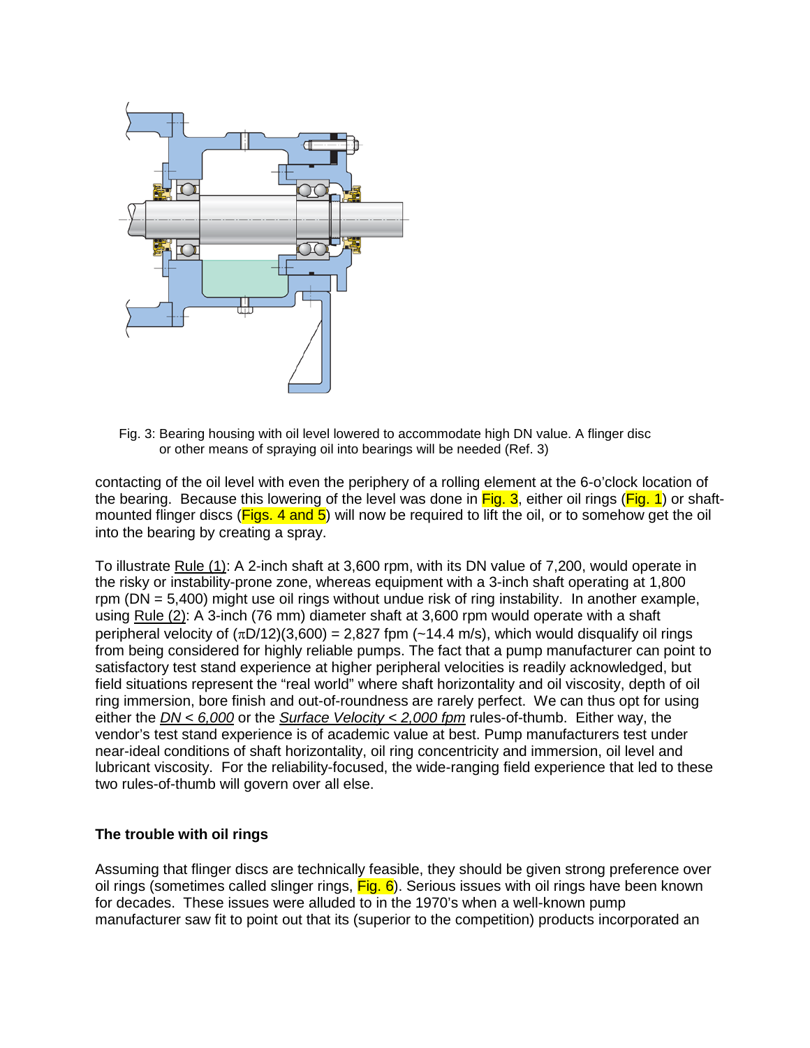Fig. 3: Bearing housing with oil level lowered to accommodate high DN value. A flinger disc or other means of spraying oil into bearings will be needed (Ref. 3)

contacting of the oil level with even the periphery of a rolling element at the 6-o'clock location of the bearing. Because this lowering of the level was done in Fig. 3, either oil rings (Fig. 1) or shaft-mounted flinger discs (Figs. 4 and 5) will now be required to lift the oil, or to somehow get the oil into the bearing by creating a spray.

To illustrate Rule (1): A 2-inch shaft at 3,600 rpm, with its DN value of 7,200, would operate in the risky or instability-prone zone, whereas equipment with a 3-inch shaft operating at 1,800 rpm (DN = 5,400) might use oil rings without undue risk of ring instability. In another example, using Rule (2): A 3-inch (76 mm) diameter shaft at 3,600 rpm would operate with a shaft peripheral velocity of ($\pi$D/12)(3,600) = 2,827 fpm (~14.4 m/s), which would disqualify oil rings from being considered for highly reliable pumps. The fact that a pump manufacturer can point to satisfactory test stand experience at higher peripheral velocities is readily acknowledged, but field situations represent the "real world" where shaft horizontality and oil viscosity, depth of oil ring immersion, bore finish and out-of-roundness are rarely perfect. We can thus opt for using either the *DN < 6,000* or the *Surface Velocity < 2,000 fpm* rules-of-thumb. Either way, the vendor's test stand experience is of academic value at best. Pump manufacturers test under near-ideal conditions of shaft horizontality, oil ring concentricity and immersion, oil level and lubricant viscosity. For the reliability-focused, the wide-ranging field experience that led to these two rules-of-thumb will govern over all else.

## The trouble with oil rings

Assuming that flinger discs are technically feasible, they should be given strong preference over oil rings (sometimes called slinger rings, Fig. 6). Serious issues with oil rings have been known for decades. These issues were alluded to in the 1970's when a well-known pump manufacturer saw fit to point out that its (superior to the competition) products incorporated an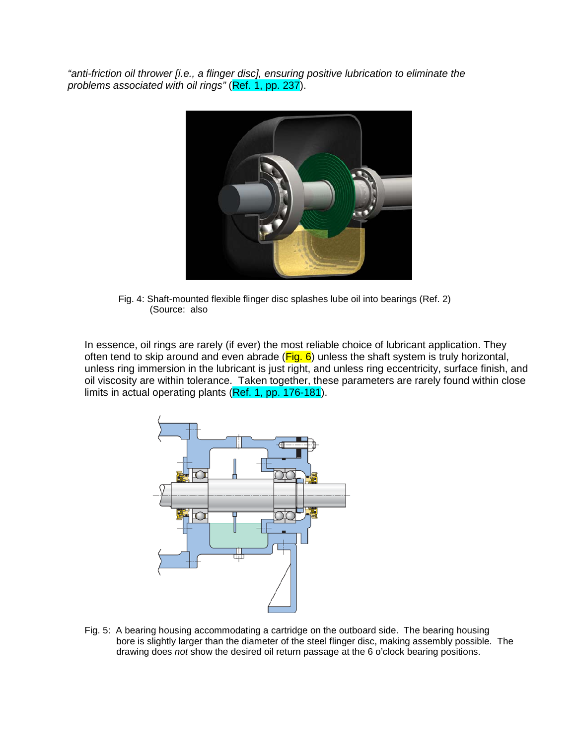*"anti-friction oil thrower [i.e., a flinger disc], ensuring positive lubrication to eliminate the problems associated with oil rings"* (Ref. 1, pp. 237).

Fig. 4: Shaft-mounted flexible flinger disc splashes lube oil into bearings (Ref. 2) (Source: also

In essence, oil rings are rarely (if ever) the most reliable choice of lubricant application. They often tend to skip around and even abrade (Fig. 6) unless the shaft system is truly horizontal, unless ring immersion in the lubricant is just right, and unless ring eccentricity, surface finish, and oil viscosity are within tolerance. Taken together, these parameters are rarely found within close limits in actual operating plants (Ref. 1, pp. 176-181).

Fig. 5: A bearing housing accommodating a cartridge on the outboard side. The bearing housing bore is slightly larger than the diameter of the steel flinger disc, making assembly possible. The drawing does *not* show the desired oil return passage at the 6 o'clock bearing positions.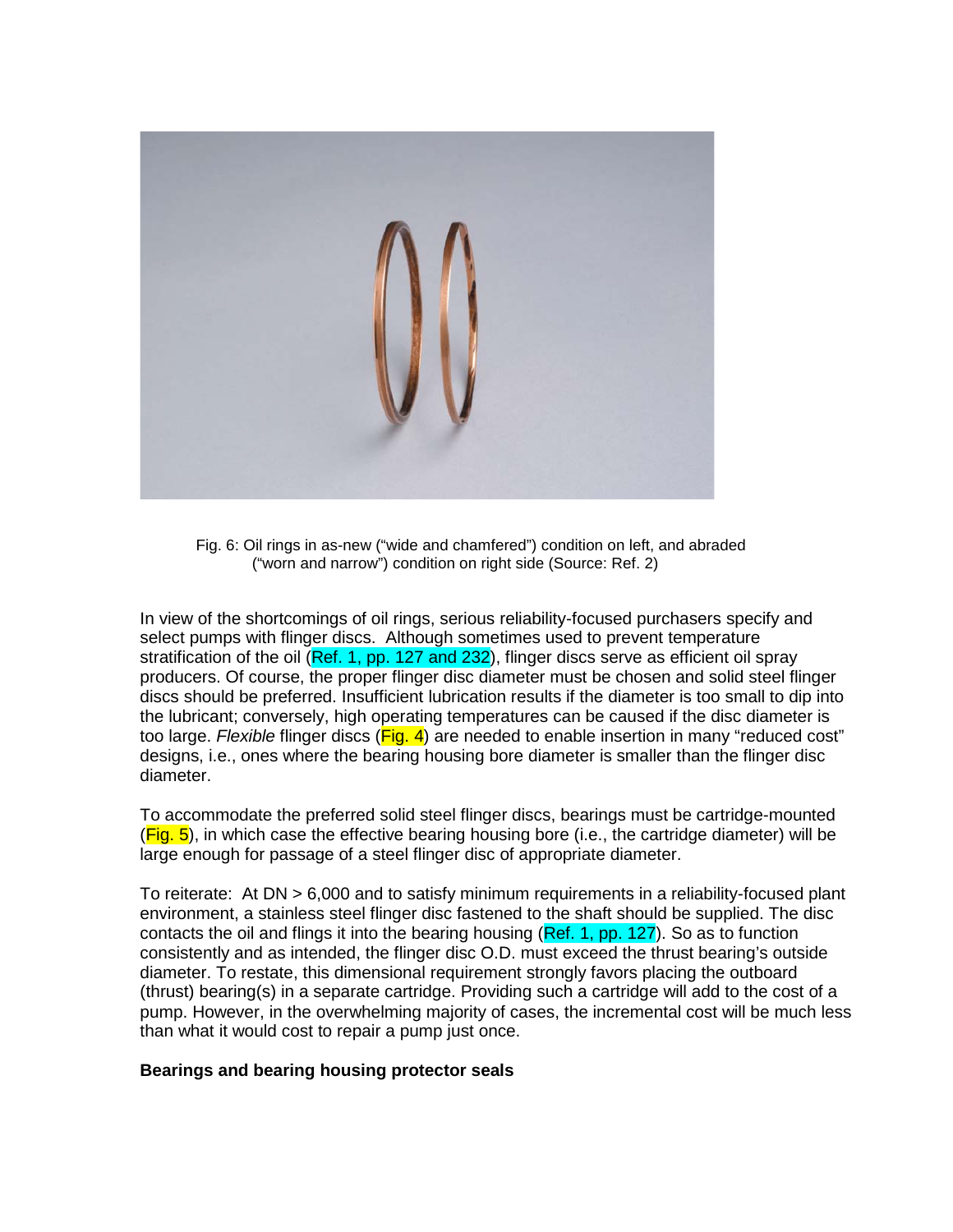Fig. 6: Oil rings in as-new ("wide and chamfered") condition on left, and abraded ("worn and narrow") condition on right side (Source: Ref. 2)

In view of the shortcomings of oil rings, serious reliability-focused purchasers specify and select pumps with flinger discs. Although sometimes used to prevent temperature stratification of the oil (Ref. 1, pp. 127 and 232), flinger discs serve as efficient oil spray producers. Of course, the proper flinger disc diameter must be chosen and solid steel flinger discs should be preferred. Insufficient lubrication results if the diameter is too small to dip into the lubricant; conversely, high operating temperatures can be caused if the disc diameter is too large. *Flexible* flinger discs (Fig. 4) are needed to enable insertion in many "reduced cost" designs, i.e., ones where the bearing housing bore diameter is smaller than the flinger disc diameter.

To accommodate the preferred solid steel flinger discs, bearings must be cartridge-mounted (Fig. 5), in which case the effective bearing housing bore (i.e., the cartridge diameter) will be large enough for passage of a steel flinger disc of appropriate diameter.

To reiterate: At DN > 6,000 and to satisfy minimum requirements in a reliability-focused plant environment, a stainless steel flinger disc fastened to the shaft should be supplied. The disc contacts the oil and flings it into the bearing housing (Ref. 1, pp. 127). So as to function consistently and as intended, the flinger disc O.D. must exceed the thrust bearing's outside diameter. To restate, this dimensional requirement strongly favors placing the outboard (thrust) bearing(s) in a separate cartridge. Providing such a cartridge will add to the cost of a pump. However, in the overwhelming majority of cases, the incremental cost will be much less than what it would cost to repair a pump just once.

**Bearings and bearing housing protector seals**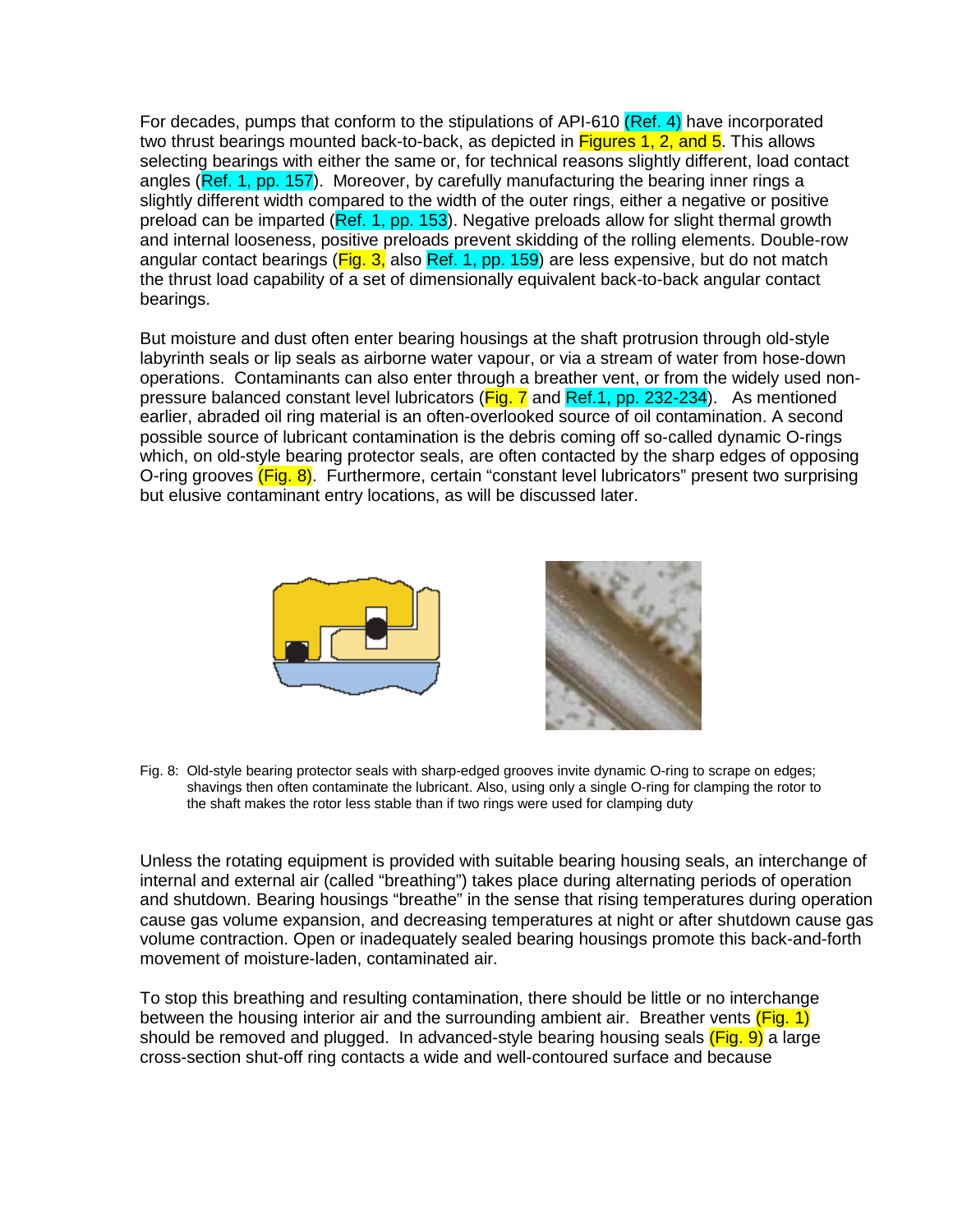For decades, pumps that conform to the stipulations of API-610 (Ref. 4) have incorporated two thrust bearings mounted back-to-back, as depicted in Figures 1, 2, and 5. This allows selecting bearings with either the same or, for technical reasons slightly different, load contact angles (Ref. 1, pp. 157). Moreover, by carefully manufacturing the bearing inner rings a slightly different width compared to the width of the outer rings, either a negative or positive preload can be imparted (Ref. 1, pp. 153). Negative preloads allow for slight thermal growth and internal looseness, positive preloads prevent skidding of the rolling elements. Double-row angular contact bearings (Fig. 3, also Ref. 1, pp. 159) are less expensive, but do not match the thrust load capability of a set of dimensionally equivalent back-to-back angular contact bearings.

But moisture and dust often enter bearing housings at the shaft protrusion through old-style labyrinth seals or lip seals as airborne water vapour, or via a stream of water from hose-down operations. Contaminants can also enter through a breather vent, or from the widely used non-pressure balanced constant level lubricators (Fig. 7 and Ref.1, pp. 232-234). As mentioned earlier, abraded oil ring material is an often-overlooked source of oil contamination. A second possible source of lubricant contamination is the debris coming off so-called dynamic O-rings which, on old-style bearing protector seals, are often contacted by the sharp edges of opposing O-ring grooves (Fig. 8). Furthermore, certain "constant level lubricators" present two surprising but elusive contaminant entry locations, as will be discussed later.

Fig. 8: Old-style bearing protector seals with sharp-edged grooves invite dynamic O-ring to scrape on edges; shavings then often contaminate the lubricant. Also, using only a single O-ring for clamping the rotor to the shaft makes the rotor less stable than if two rings were used for clamping duty

Unless the rotating equipment is provided with suitable bearing housing seals, an interchange of internal and external air (called "breathing") takes place during alternating periods of operation and shutdown. Bearing housings "breathe" in the sense that rising temperatures during operation cause gas volume expansion, and decreasing temperatures at night or after shutdown cause gas volume contraction. Open or inadequately sealed bearing housings promote this back-and-forth movement of moisture-laden, contaminated air.

To stop this breathing and resulting contamination, there should be little or no interchange between the housing interior air and the surrounding ambient air. Breather vents (Fig. 1) should be removed and plugged. In advanced-style bearing housing seals (Fig. 9) a large cross-section shut-off ring contacts a wide and well-contoured surface and because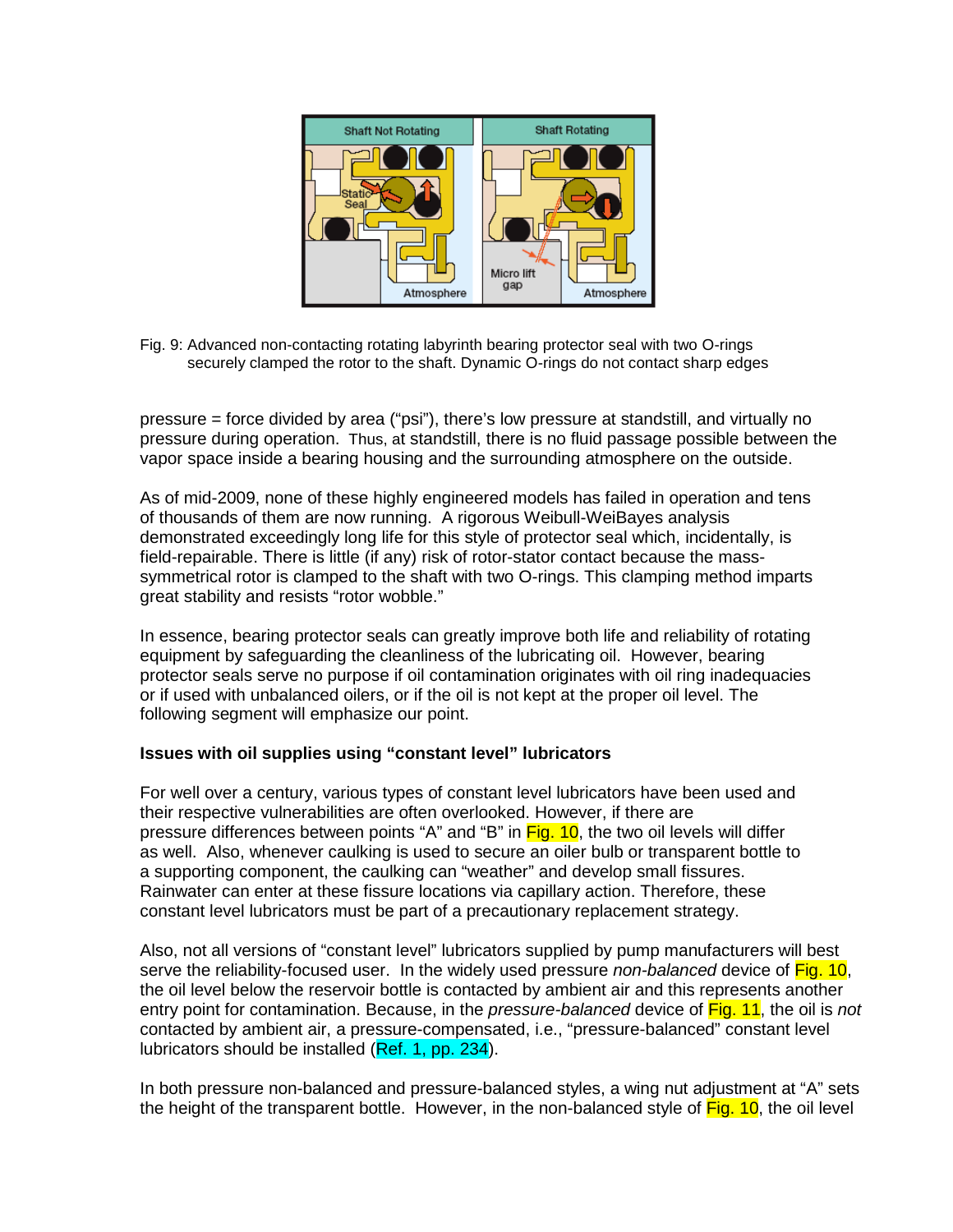Fig. 9: Advanced non-contacting rotating labyrinth bearing protector seal with two O-rings securely clamped the rotor to the shaft. Dynamic O-rings do not contact sharp edges

pressure = force divided by area ("psi"), there's low pressure at standstill, and virtually no pressure during operation. Thus, at standstill, there is no fluid passage possible between the vapor space inside a bearing housing and the surrounding atmosphere on the outside.

As of mid-2009, none of these highly engineered models has failed in operation and tens of thousands of them are now running. A rigorous Weibull-WeiBayes analysis demonstrated exceedingly long life for this style of protector seal which, incidentally, is field-repairable. There is little (if any) risk of rotor-stator contact because the mass-symmetrical rotor is clamped to the shaft with two O-rings. This clamping method imparts great stability and resists "rotor wobble."

In essence, bearing protector seals can greatly improve both life and reliability of rotating equipment by safeguarding the cleanliness of the lubricating oil. However, bearing protector seals serve no purpose if oil contamination originates with oil ring inadequacies or if used with unbalanced oilers, or if the oil is not kept at the proper oil level. The following segment will emphasize our point.

**Issues with oil supplies using "constant level" lubricators**

For well over a century, various types of constant level lubricators have been used and their respective vulnerabilities are often overlooked. However, if there are pressure differences between points "A" and "B" in Fig. 10, the two oil levels will differ as well. Also, whenever caulking is used to secure an oiler bulb or transparent bottle to a supporting component, the caulking can "weather" and develop small fissures. Rainwater can enter at these fissure locations via capillary action. Therefore, these constant level lubricators must be part of a precautionary replacement strategy.

Also, not all versions of "constant level" lubricators supplied by pump manufacturers will best serve the reliability-focused user. In the widely used pressure *non-balanced* device of Fig. 10, the oil level below the reservoir bottle is contacted by ambient air and this represents another entry point for contamination. Because, in the *pressure-balanced* device of Fig. 11, the oil is *not* contacted by ambient air, a pressure-compensated, i.e., "pressure-balanced" constant level lubricators should be installed (Ref. 1, pp. 234).

In both pressure non-balanced and pressure-balanced styles, a wing nut adjustment at "A" sets the height of the transparent bottle. However, in the non-balanced style of Fig. 10, the oil level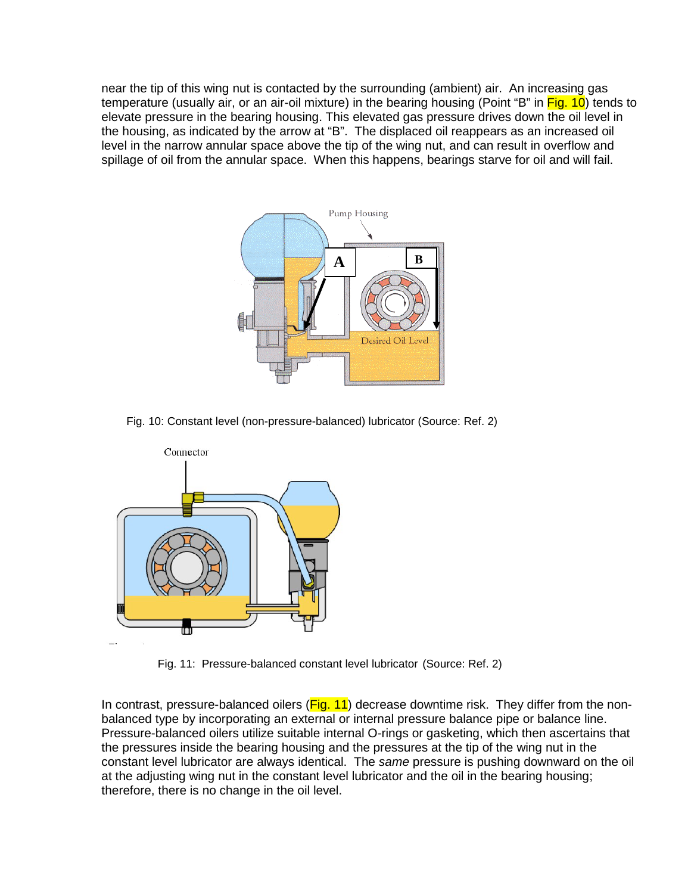near the tip of this wing nut is contacted by the surrounding (ambient) air. An increasing gas temperature (usually air, or an air-oil mixture) in the bearing housing (Point "B" in Fig. 10) tends to elevate pressure in the bearing housing. This elevated gas pressure drives down the oil level in the housing, as indicated by the arrow at "B". The displaced oil reappears as an increased oil level in the narrow annular space above the tip of the wing nut, and can result in overflow and spillage of oil from the annular space. When this happens, bearings starve for oil and will fail.

Fig. 10: Constant level (non-pressure-balanced) lubricator (Source: Ref. 2)

Fig. 11: Pressure-balanced constant level lubricator (Source: Ref. 2)

In contrast, pressure-balanced oilers (Fig. 11) decrease downtime risk. They differ from the non-balanced type by incorporating an external or internal pressure balance pipe or balance line. Pressure-balanced oilers utilize suitable internal O-rings or gasketing, which then ascertains that the pressures inside the bearing housing and the pressures at the tip of the wing nut in the constant level lubricator are always identical. The *same* pressure is pushing downward on the oil at the adjusting wing nut in the constant level lubricator and the oil in the bearing housing; therefore, there is no change in the oil level.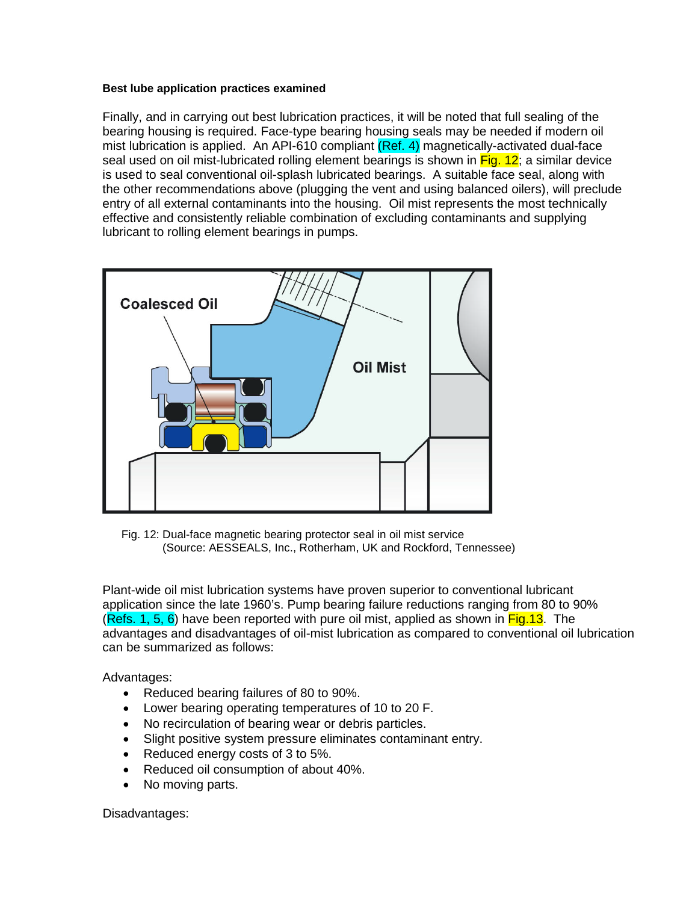**Best lube application practices examined**

Finally, and in carrying out best lubrication practices, it will be noted that full sealing of the bearing housing is required. Face-type bearing housing seals may be needed if modern oil mist lubrication is applied. An API-610 compliant (Ref. 4) magnetically-activated dual-face seal used on oil mist-lubricated rolling element bearings is shown in Fig. 12; a similar device is used to seal conventional oil-splash lubricated bearings. A suitable face seal, along with the other recommendations above (plugging the vent and using balanced oilers), will preclude entry of all external contaminants into the housing. Oil mist represents the most technically effective and consistently reliable combination of excluding contaminants and supplying lubricant to rolling element bearings in pumps.

Coalesced Oil

Oil Mist

Fig. 12: Dual-face magnetic bearing protector seal in oil mist service
(Source: AESSEALS, Inc., Rotherham, UK and Rockford, Tennessee)

Plant-wide oil mist lubrication systems have proven superior to conventional lubricant application since the late 1960's. Pump bearing failure reductions ranging from 80 to 90% (Refs. 1, 5, 6) have been reported with pure oil mist, applied as shown in Fig.13. The advantages and disadvantages of oil-mist lubrication as compared to conventional oil lubrication can be summarized as follows:

Advantages:

- Reduced bearing failures of 80 to 90%.
- Lower bearing operating temperatures of 10 to 20 F.
- No recirculation of bearing wear or debris particles.
- Slight positive system pressure eliminates contaminant entry.
- Reduced energy costs of 3 to 5%.
- Reduced oil consumption of about 40%.
- No moving parts.

Disadvantages: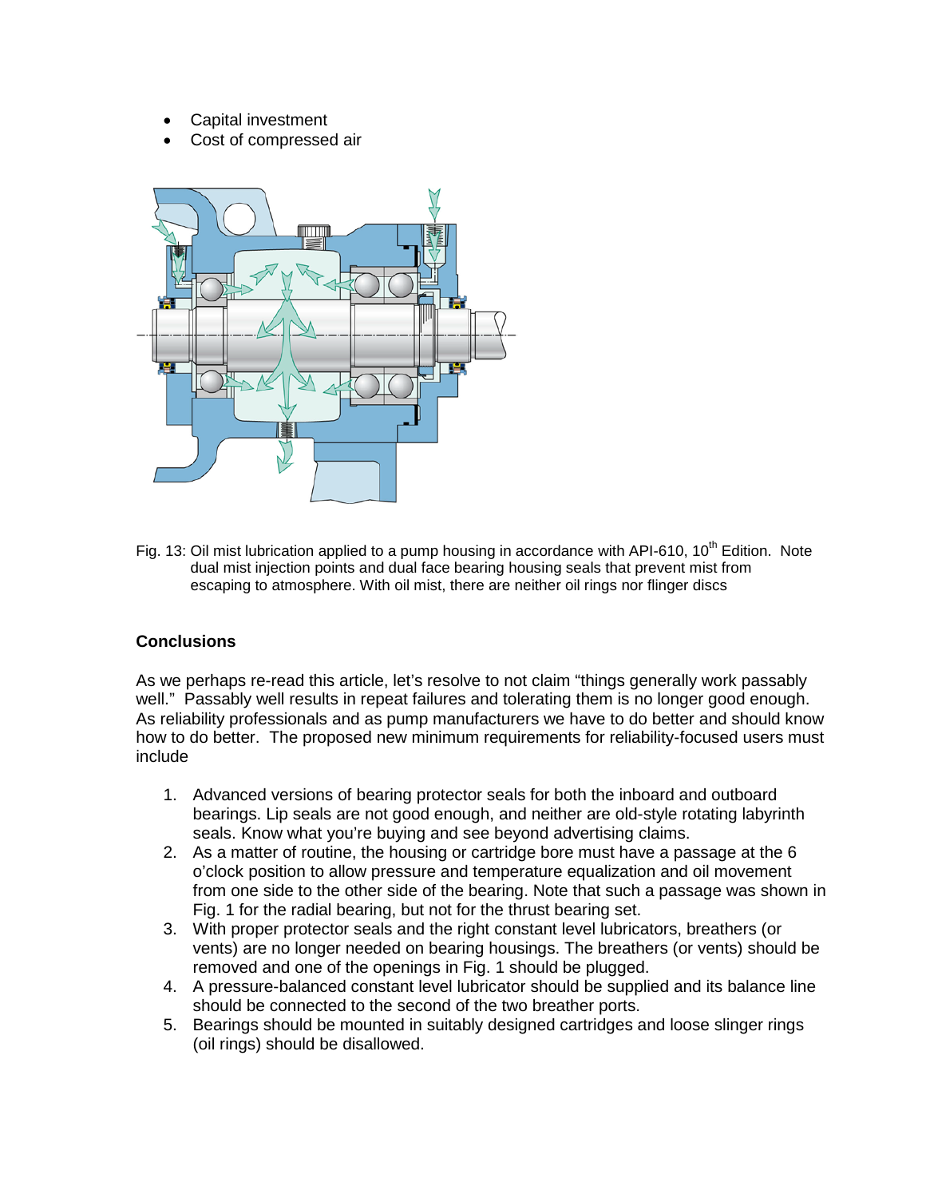- Capital investment
- Cost of compressed air

Fig. 13: Oil mist lubrication applied to a pump housing in accordance with API-610, 10th Edition. Note dual mist injection points and dual face bearing housing seals that prevent mist from escaping to atmosphere. With oil mist, there are neither oil rings nor flinger discs

**Conclusions**

As we perhaps re-read this article, let's resolve to not claim "things generally work passably well." Passably well results in repeat failures and tolerating them is no longer good enough. As reliability professionals and as pump manufacturers we have to do better and should know how to do better. The proposed new minimum requirements for reliability-focused users must include

1. Advanced versions of bearing protector seals for both the inboard and outboard bearings. Lip seals are not good enough, and neither are old-style rotating labyrinth seals. Know what you're buying and see beyond advertising claims.
2. As a matter of routine, the housing or cartridge bore must have a passage at the 6 o'clock position to allow pressure and temperature equalization and oil movement from one side to the other side of the bearing. Note that such a passage was shown in Fig. 1 for the radial bearing, but not for the thrust bearing set.
3. With proper protector seals and the right constant level lubricators, breathers (or vents) are no longer needed on bearing housings. The breathers (or vents) should be removed and one of the openings in Fig. 1 should be plugged.
4. A pressure-balanced constant level lubricator should be supplied and its balance line should be connected to the second of the two breather ports.
5. Bearings should be mounted in suitably designed cartridges and loose slinger rings (oil rings) should be disallowed.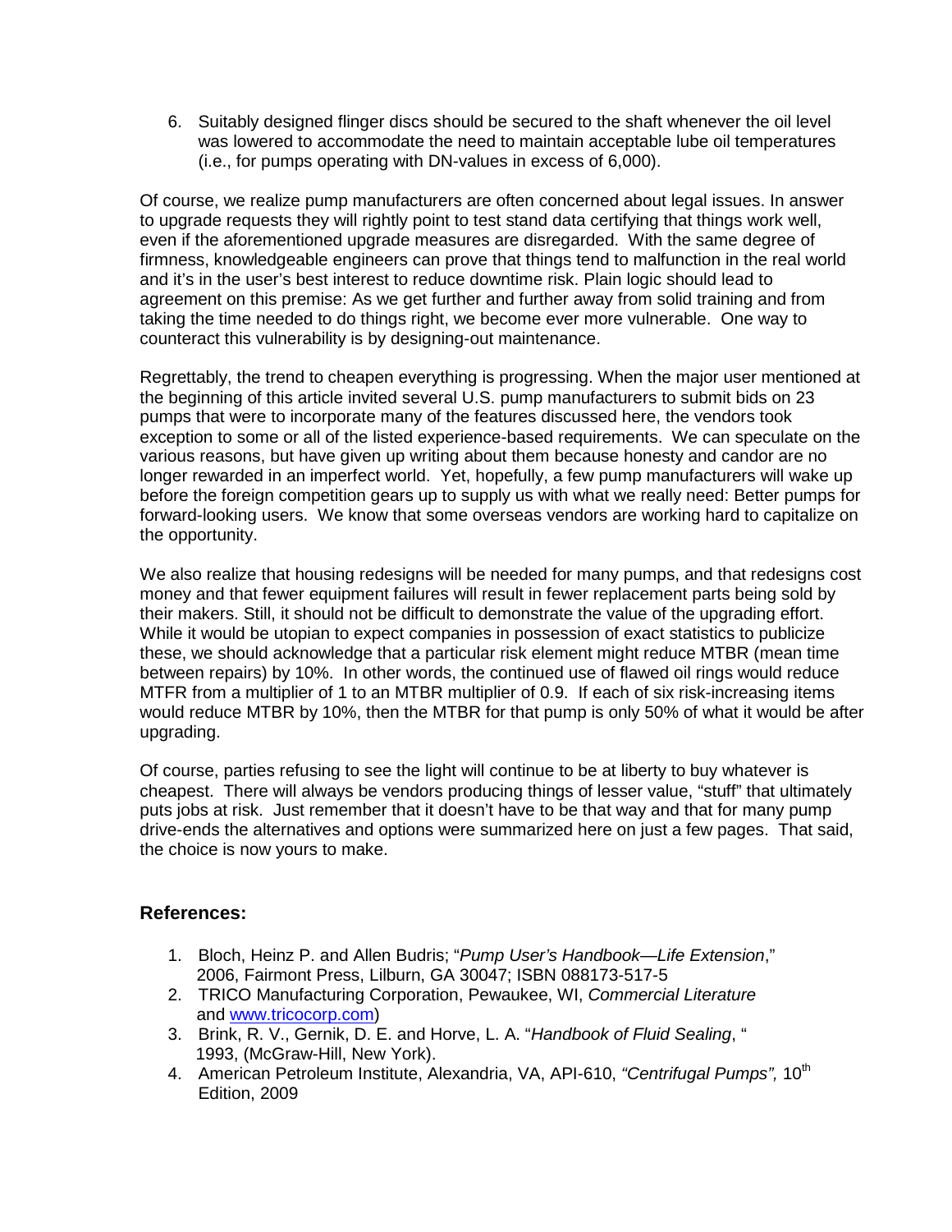6. Suitably designed flinger discs should be secured to the shaft whenever the oil level was lowered to accommodate the need to maintain acceptable lube oil temperatures (i.e., for pumps operating with DN-values in excess of 6,000).

Of course, we realize pump manufacturers are often concerned about legal issues. In answer to upgrade requests they will rightly point to test stand data certifying that things work well, even if the aforementioned upgrade measures are disregarded. With the same degree of firmness, knowledgeable engineers can prove that things tend to malfunction in the real world and it's in the user's best interest to reduce downtime risk. Plain logic should lead to agreement on this premise: As we get further and further away from solid training and from taking the time needed to do things right, we become ever more vulnerable. One way to counteract this vulnerability is by designing-out maintenance.

Regrettably, the trend to cheapen everything is progressing. When the major user mentioned at the beginning of this article invited several U.S. pump manufacturers to submit bids on 23 pumps that were to incorporate many of the features discussed here, the vendors took exception to some or all of the listed experience-based requirements. We can speculate on the various reasons, but have given up writing about them because honesty and candor are no longer rewarded in an imperfect world. Yet, hopefully, a few pump manufacturers will wake up before the foreign competition gears up to supply us with what we really need: Better pumps for forward-looking users. We know that some overseas vendors are working hard to capitalize on the opportunity.

We also realize that housing redesigns will be needed for many pumps, and that redesigns cost money and that fewer equipment failures will result in fewer replacement parts being sold by their makers. Still, it should not be difficult to demonstrate the value of the upgrading effort. While it would be utopian to expect companies in possession of exact statistics to publicize these, we should acknowledge that a particular risk element might reduce MTBR (mean time between repairs) by 10%. In other words, the continued use of flawed oil rings would reduce MTFR from a multiplier of 1 to an MTBR multiplier of 0.9. If each of six risk-increasing items would reduce MTBR by 10%, then the MTBR for that pump is only 50% of what it would be after upgrading.

Of course, parties refusing to see the light will continue to be at liberty to buy whatever is cheapest. There will always be vendors producing things of lesser value, "stuff" that ultimately puts jobs at risk. Just remember that it doesn't have to be that way and that for many pump drive-ends the alternatives and options were summarized here on just a few pages. That said, the choice is now yours to make.

## References:

1. Bloch, Heinz P. and Allen Budris; "*Pump User's Handbook—Life Extension*," 2006, Fairmont Press, Lilburn, GA 30047; ISBN 088173-517-5
2. TRICO Manufacturing Corporation, Pewaukee, WI, *Commercial Literature* and [www.tricocorp.com](http://www.tricocorp.com))
3. Brink, R. V., Gernik, D. E. and Horve, L. A. "*Handbook of Fluid Sealing*, " 1993, (McGraw-Hill, New York).
4. American Petroleum Institute, Alexandria, VA, API-610, *"Centrifugal Pumps",* 10th Edition, 2009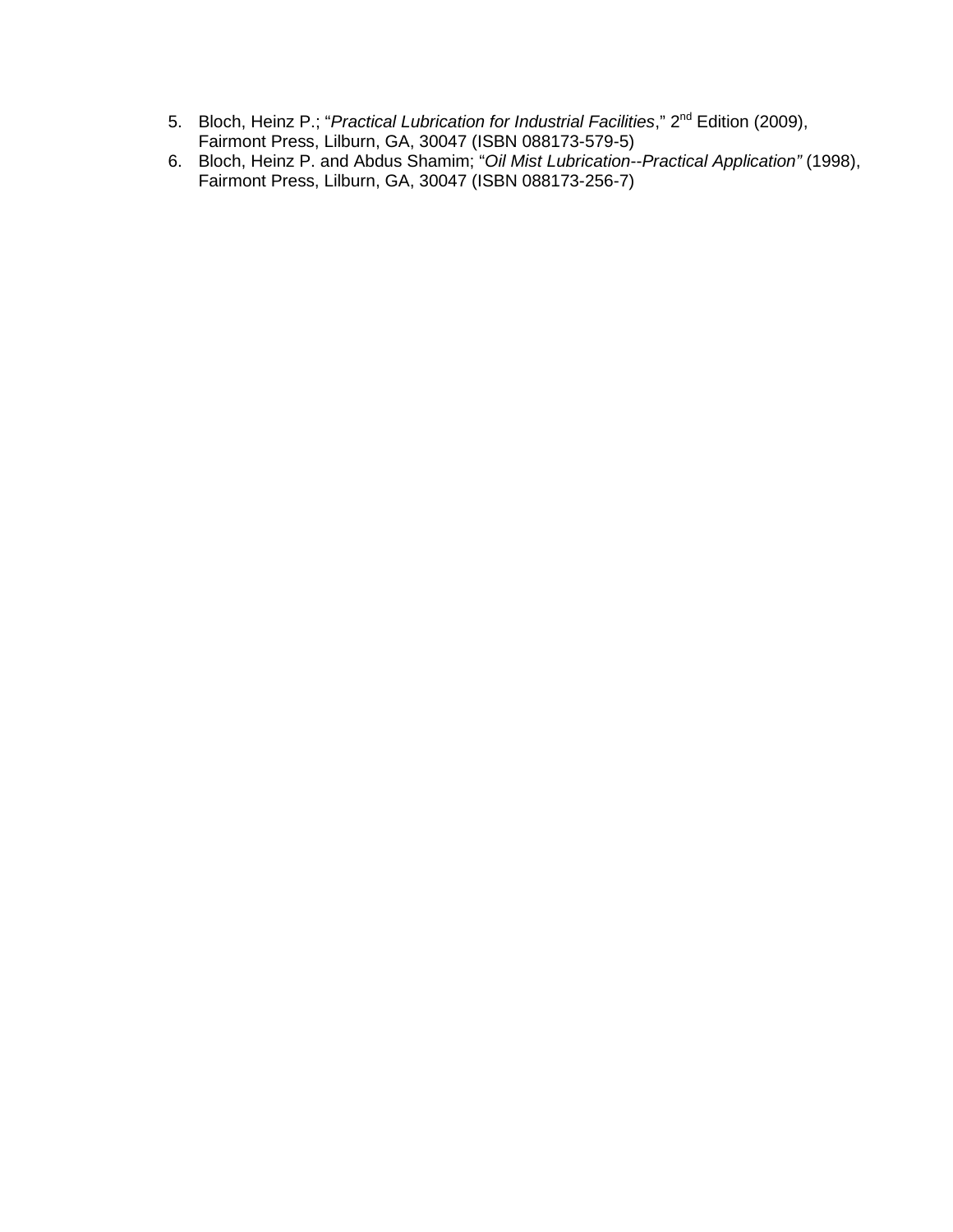5. Bloch, Heinz P.; “*Practical Lubrication for Industrial Facilities*,” 2nd Edition (2009), Fairmont Press, Lilburn, GA, 30047 (ISBN 088173-579-5)
6. Bloch, Heinz P. and Abdus Shamim; “*Oil Mist Lubrication--Practical Application”* (1998), Fairmont Press, Lilburn, GA, 30047 (ISBN 088173-256-7)